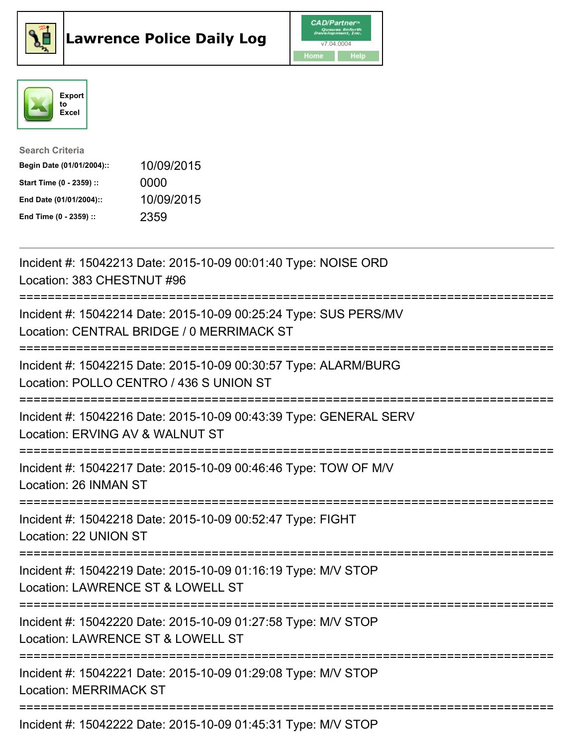# Lawrence Police Daily Log

CAD/Partner™ v7.04.0004

Home Help

Export to Excel

**Search Criteria**

| | |
|---|---|
| **Begin Date (01/01/2004)::** | 10/09/2015 |
| **Start Time (0 - 2359) ::** | 0000 |
| **End Date (01/01/2004)::** | 10/09/2015 |
| **End Time (0 - 2359) ::** | 2359 |

---

Incident #: 15042213 Date: 2015-10-09 00:01:40 Type: NOISE ORD
Location: 383 CHESTNUT #96

===========================================================================

Incident #: 15042214 Date: 2015-10-09 00:25:24 Type: SUS PERS/MV
Location: CENTRAL BRIDGE / 0 MERRIMACK ST

===========================================================================

Incident #: 15042215 Date: 2015-10-09 00:30:57 Type: ALARM/BURG
Location: POLLO CENTRO / 436 S UNION ST

===========================================================================

Incident #: 15042216 Date: 2015-10-09 00:43:39 Type: GENERAL SERV
Location: ERVING AV & WALNUT ST

===========================================================================

Incident #: 15042217 Date: 2015-10-09 00:46:46 Type: TOW OF M/V
Location: 26 INMAN ST

===========================================================================

Incident #: 15042218 Date: 2015-10-09 00:52:47 Type: FIGHT
Location: 22 UNION ST

===========================================================================

Incident #: 15042219 Date: 2015-10-09 01:16:19 Type: M/V STOP
Location: LAWRENCE ST & LOWELL ST

===========================================================================

Incident #: 15042220 Date: 2015-10-09 01:27:58 Type: M/V STOP
Location: LAWRENCE ST & LOWELL ST

===========================================================================

Incident #: 15042221 Date: 2015-10-09 01:29:08 Type: M/V STOP
Location: MERRIMACK ST

===========================================================================

Incident #: 15042222 Date: 2015-10-09 01:45:31 Type: M/V STOP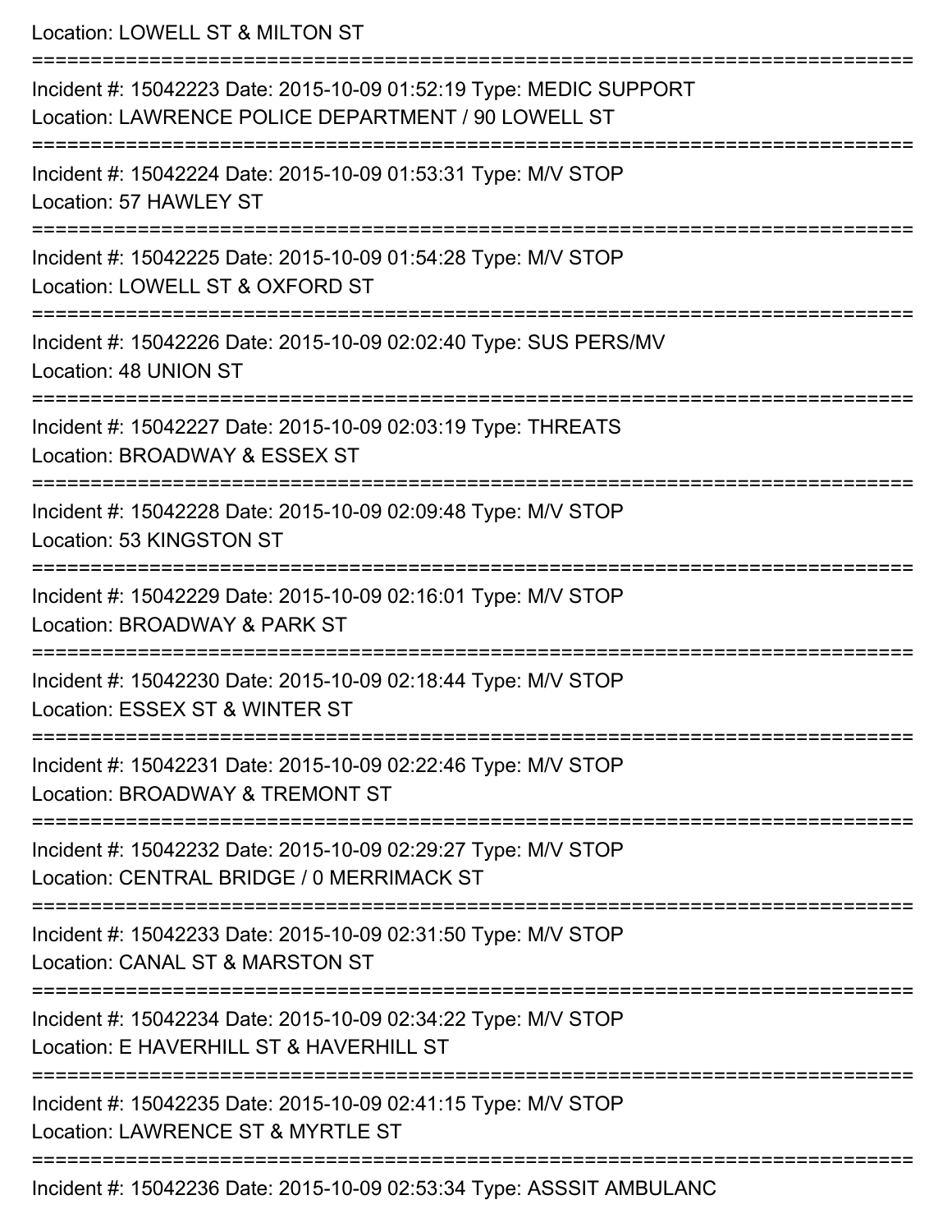Location: LOWELL ST & MILTON ST

===========================================================================

Incident #: 15042223 Date: 2015-10-09 01:52:19 Type: MEDIC SUPPORT
Location: LAWRENCE POLICE DEPARTMENT / 90 LOWELL ST

===========================================================================

Incident #: 15042224 Date: 2015-10-09 01:53:31 Type: M/V STOP
Location: 57 HAWLEY ST

===========================================================================

Incident #: 15042225 Date: 2015-10-09 01:54:28 Type: M/V STOP
Location: LOWELL ST & OXFORD ST

===========================================================================

Incident #: 15042226 Date: 2015-10-09 02:02:40 Type: SUS PERS/MV
Location: 48 UNION ST

===========================================================================

Incident #: 15042227 Date: 2015-10-09 02:03:19 Type: THREATS
Location: BROADWAY & ESSEX ST

===========================================================================

Incident #: 15042228 Date: 2015-10-09 02:09:48 Type: M/V STOP
Location: 53 KINGSTON ST

===========================================================================

Incident #: 15042229 Date: 2015-10-09 02:16:01 Type: M/V STOP
Location: BROADWAY & PARK ST

===========================================================================

Incident #: 15042230 Date: 2015-10-09 02:18:44 Type: M/V STOP
Location: ESSEX ST & WINTER ST

===========================================================================

Incident #: 15042231 Date: 2015-10-09 02:22:46 Type: M/V STOP
Location: BROADWAY & TREMONT ST

===========================================================================

Incident #: 15042232 Date: 2015-10-09 02:29:27 Type: M/V STOP
Location: CENTRAL BRIDGE / 0 MERRIMACK ST

===========================================================================

Incident #: 15042233 Date: 2015-10-09 02:31:50 Type: M/V STOP
Location: CANAL ST & MARSTON ST

===========================================================================

Incident #: 15042234 Date: 2015-10-09 02:34:22 Type: M/V STOP
Location: E HAVERHILL ST & HAVERHILL ST

===========================================================================

Incident #: 15042235 Date: 2015-10-09 02:41:15 Type: M/V STOP
Location: LAWRENCE ST & MYRTLE ST

===========================================================================

Incident #: 15042236 Date: 2015-10-09 02:53:34 Type: ASSSIT AMBULANC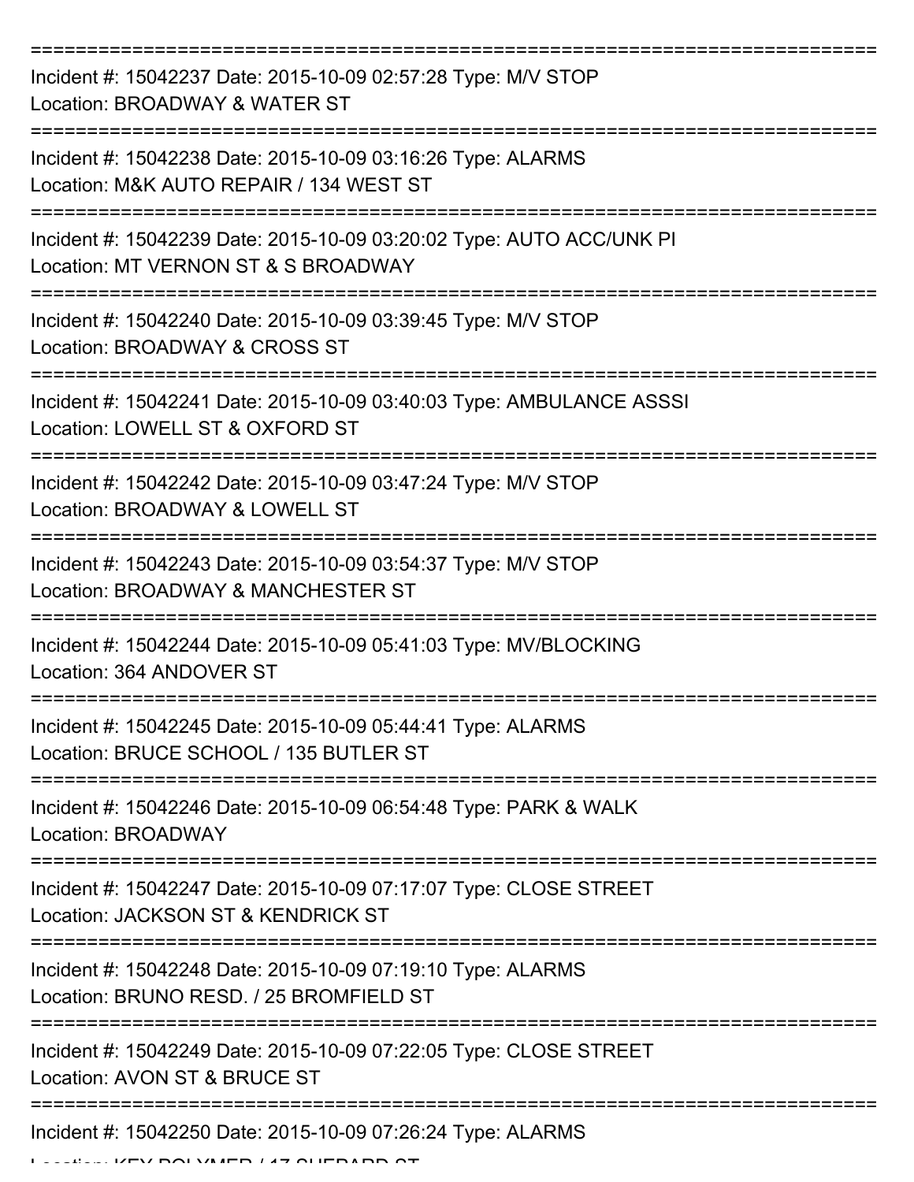===========================================================================

Incident #: 15042237 Date: 2015-10-09 02:57:28 Type: M/V STOP

Location: BROADWAY & WATER ST

===========================================================================

Incident #: 15042238 Date: 2015-10-09 03:16:26 Type: ALARMS

Location: M&K AUTO REPAIR / 134 WEST ST

===========================================================================

Incident #: 15042239 Date: 2015-10-09 03:20:02 Type: AUTO ACC/UNK PI

Location: MT VERNON ST & S BROADWAY

===========================================================================

Incident #: 15042240 Date: 2015-10-09 03:39:45 Type: M/V STOP

Location: BROADWAY & CROSS ST

===========================================================================

Incident #: 15042241 Date: 2015-10-09 03:40:03 Type: AMBULANCE ASSSI

Location: LOWELL ST & OXFORD ST

===========================================================================

Incident #: 15042242 Date: 2015-10-09 03:47:24 Type: M/V STOP

Location: BROADWAY & LOWELL ST

===========================================================================

Incident #: 15042243 Date: 2015-10-09 03:54:37 Type: M/V STOP

Location: BROADWAY & MANCHESTER ST

===========================================================================

Incident #: 15042244 Date: 2015-10-09 05:41:03 Type: MV/BLOCKING

Location: 364 ANDOVER ST

===========================================================================

Incident #: 15042245 Date: 2015-10-09 05:44:41 Type: ALARMS

Location: BRUCE SCHOOL / 135 BUTLER ST

===========================================================================

Incident #: 15042246 Date: 2015-10-09 06:54:48 Type: PARK & WALK

Location: BROADWAY

===========================================================================

Incident #: 15042247 Date: 2015-10-09 07:17:07 Type: CLOSE STREET

Location: JACKSON ST & KENDRICK ST

===========================================================================

Incident #: 15042248 Date: 2015-10-09 07:19:10 Type: ALARMS

Location: BRUNO RESD. / 25 BROMFIELD ST

===========================================================================

Incident #: 15042249 Date: 2015-10-09 07:22:05 Type: CLOSE STREET

Location: AVON ST & BRUCE ST

===========================================================================

Incident #: 15042250 Date: 2015-10-09 07:26:24 Type: ALARMS

Location: KEY POLYMER / 17 SHEPARD ST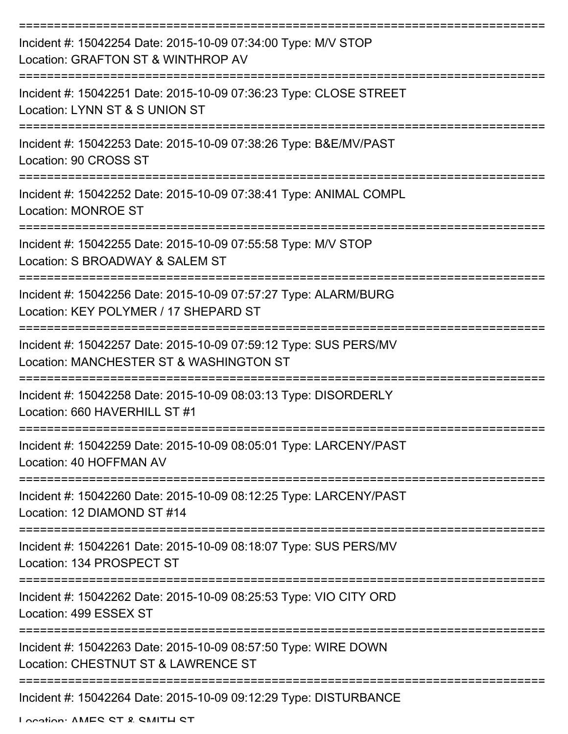===========================================================================

Incident #: 15042254 Date: 2015-10-09 07:34:00 Type: M/V STOP
Location: GRAFTON ST & WINTHROP AV

===========================================================================

Incident #: 15042251 Date: 2015-10-09 07:36:23 Type: CLOSE STREET
Location: LYNN ST & S UNION ST

===========================================================================

Incident #: 15042253 Date: 2015-10-09 07:38:26 Type: B&E/MV/PAST
Location: 90 CROSS ST

===========================================================================

Incident #: 15042252 Date: 2015-10-09 07:38:41 Type: ANIMAL COMPL
Location: MONROE ST

===========================================================================

Incident #: 15042255 Date: 2015-10-09 07:55:58 Type: M/V STOP
Location: S BROADWAY & SALEM ST

===========================================================================

Incident #: 15042256 Date: 2015-10-09 07:57:27 Type: ALARM/BURG
Location: KEY POLYMER / 17 SHEPARD ST

===========================================================================

Incident #: 15042257 Date: 2015-10-09 07:59:12 Type: SUS PERS/MV
Location: MANCHESTER ST & WASHINGTON ST

===========================================================================

Incident #: 15042258 Date: 2015-10-09 08:03:13 Type: DISORDERLY
Location: 660 HAVERHILL ST #1

===========================================================================

Incident #: 15042259 Date: 2015-10-09 08:05:01 Type: LARCENY/PAST
Location: 40 HOFFMAN AV

===========================================================================

Incident #: 15042260 Date: 2015-10-09 08:12:25 Type: LARCENY/PAST
Location: 12 DIAMOND ST #14

===========================================================================

Incident #: 15042261 Date: 2015-10-09 08:18:07 Type: SUS PERS/MV
Location: 134 PROSPECT ST

===========================================================================

Incident #: 15042262 Date: 2015-10-09 08:25:53 Type: VIO CITY ORD
Location: 499 ESSEX ST

===========================================================================

Incident #: 15042263 Date: 2015-10-09 08:57:50 Type: WIRE DOWN
Location: CHESTNUT ST & LAWRENCE ST

===========================================================================

Incident #: 15042264 Date: 2015-10-09 09:12:29 Type: DISTURBANCE
Location: AMES ST & SMITH ST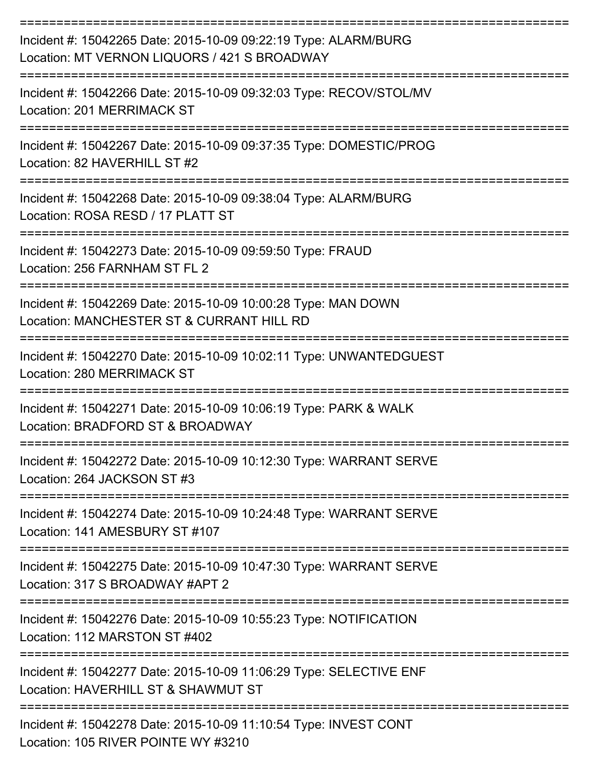===========================================================================

Incident #: 15042265 Date: 2015-10-09 09:22:19 Type: ALARM/BURG
Location: MT VERNON LIQUORS / 421 S BROADWAY

===========================================================================

Incident #: 15042266 Date: 2015-10-09 09:32:03 Type: RECOV/STOL/MV
Location: 201 MERRIMACK ST

===========================================================================

Incident #: 15042267 Date: 2015-10-09 09:37:35 Type: DOMESTIC/PROG
Location: 82 HAVERHILL ST #2

===========================================================================

Incident #: 15042268 Date: 2015-10-09 09:38:04 Type: ALARM/BURG
Location: ROSA RESD / 17 PLATT ST

===========================================================================

Incident #: 15042273 Date: 2015-10-09 09:59:50 Type: FRAUD
Location: 256 FARNHAM ST FL 2

===========================================================================

Incident #: 15042269 Date: 2015-10-09 10:00:28 Type: MAN DOWN
Location: MANCHESTER ST & CURRANT HILL RD

===========================================================================

Incident #: 15042270 Date: 2015-10-09 10:02:11 Type: UNWANTEDGUEST
Location: 280 MERRIMACK ST

===========================================================================

Incident #: 15042271 Date: 2015-10-09 10:06:19 Type: PARK & WALK
Location: BRADFORD ST & BROADWAY

===========================================================================

Incident #: 15042272 Date: 2015-10-09 10:12:30 Type: WARRANT SERVE
Location: 264 JACKSON ST #3

===========================================================================

Incident #: 15042274 Date: 2015-10-09 10:24:48 Type: WARRANT SERVE
Location: 141 AMESBURY ST #107

===========================================================================

Incident #: 15042275 Date: 2015-10-09 10:47:30 Type: WARRANT SERVE
Location: 317 S BROADWAY #APT 2

===========================================================================

Incident #: 15042276 Date: 2015-10-09 10:55:23 Type: NOTIFICATION
Location: 112 MARSTON ST #402

===========================================================================

Incident #: 15042277 Date: 2015-10-09 11:06:29 Type: SELECTIVE ENF
Location: HAVERHILL ST & SHAWMUT ST

===========================================================================

Incident #: 15042278 Date: 2015-10-09 11:10:54 Type: INVEST CONT
Location: 105 RIVER POINTE WY #3210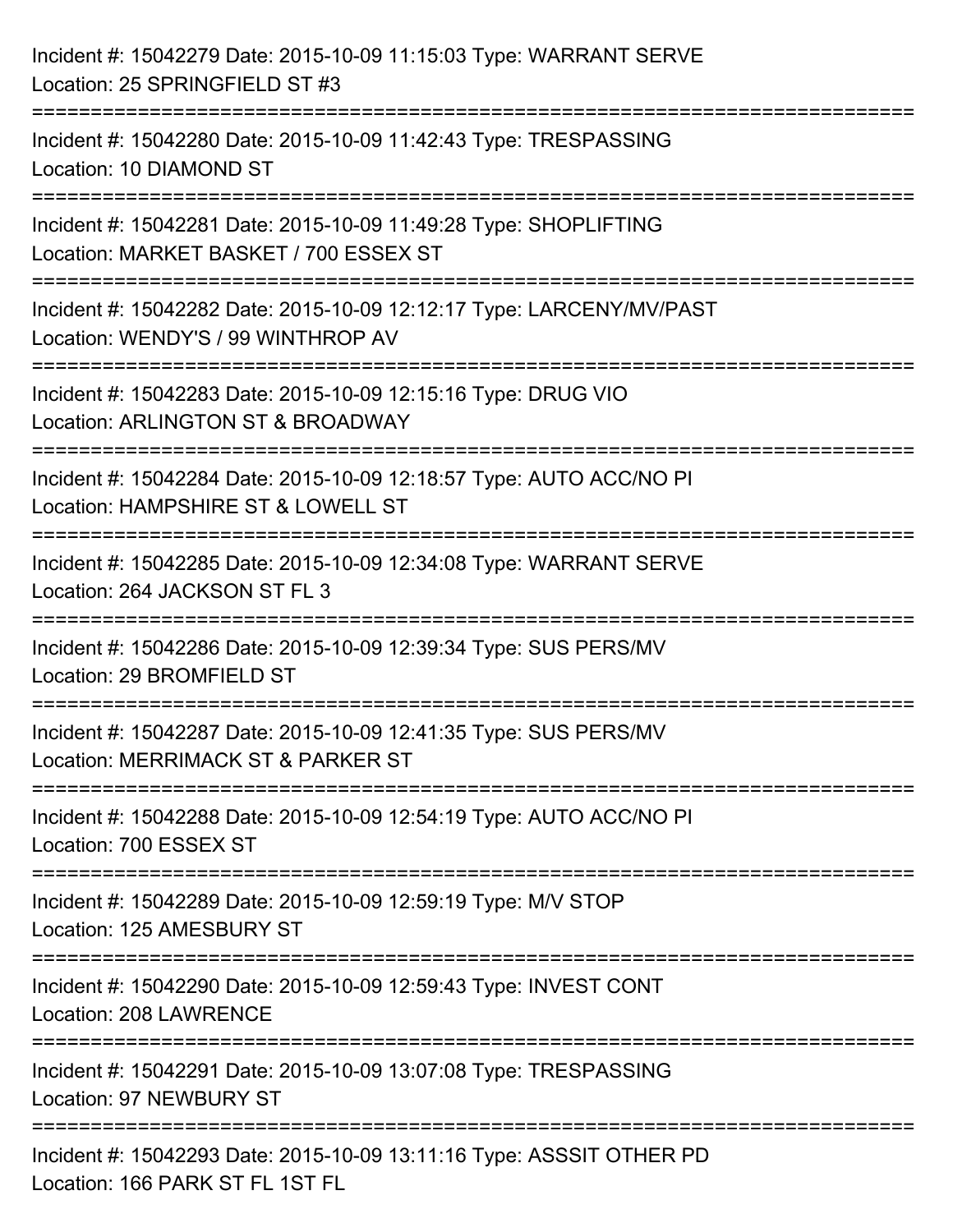Incident #: 15042279 Date: 2015-10-09 11:15:03 Type: WARRANT SERVE
Location: 25 SPRINGFIELD ST #3

===========================================================================

Incident #: 15042280 Date: 2015-10-09 11:42:43 Type: TRESPASSING
Location: 10 DIAMOND ST

===========================================================================

Incident #: 15042281 Date: 2015-10-09 11:49:28 Type: SHOPLIFTING
Location: MARKET BASKET / 700 ESSEX ST

===========================================================================

Incident #: 15042282 Date: 2015-10-09 12:12:17 Type: LARCENY/MV/PAST
Location: WENDY'S / 99 WINTHROP AV

===========================================================================

Incident #: 15042283 Date: 2015-10-09 12:15:16 Type: DRUG VIO
Location: ARLINGTON ST & BROADWAY

===========================================================================

Incident #: 15042284 Date: 2015-10-09 12:18:57 Type: AUTO ACC/NO PI
Location: HAMPSHIRE ST & LOWELL ST

===========================================================================

Incident #: 15042285 Date: 2015-10-09 12:34:08 Type: WARRANT SERVE
Location: 264 JACKSON ST FL 3

===========================================================================

Incident #: 15042286 Date: 2015-10-09 12:39:34 Type: SUS PERS/MV
Location: 29 BROMFIELD ST

===========================================================================

Incident #: 15042287 Date: 2015-10-09 12:41:35 Type: SUS PERS/MV
Location: MERRIMACK ST & PARKER ST

===========================================================================

Incident #: 15042288 Date: 2015-10-09 12:54:19 Type: AUTO ACC/NO PI
Location: 700 ESSEX ST

===========================================================================

Incident #: 15042289 Date: 2015-10-09 12:59:19 Type: M/V STOP
Location: 125 AMESBURY ST

===========================================================================

Incident #: 15042290 Date: 2015-10-09 12:59:43 Type: INVEST CONT
Location: 208 LAWRENCE

===========================================================================

Incident #: 15042291 Date: 2015-10-09 13:07:08 Type: TRESPASSING
Location: 97 NEWBURY ST

===========================================================================

Incident #: 15042293 Date: 2015-10-09 13:11:16 Type: ASSSIT OTHER PD
Location: 166 PARK ST FL 1ST FL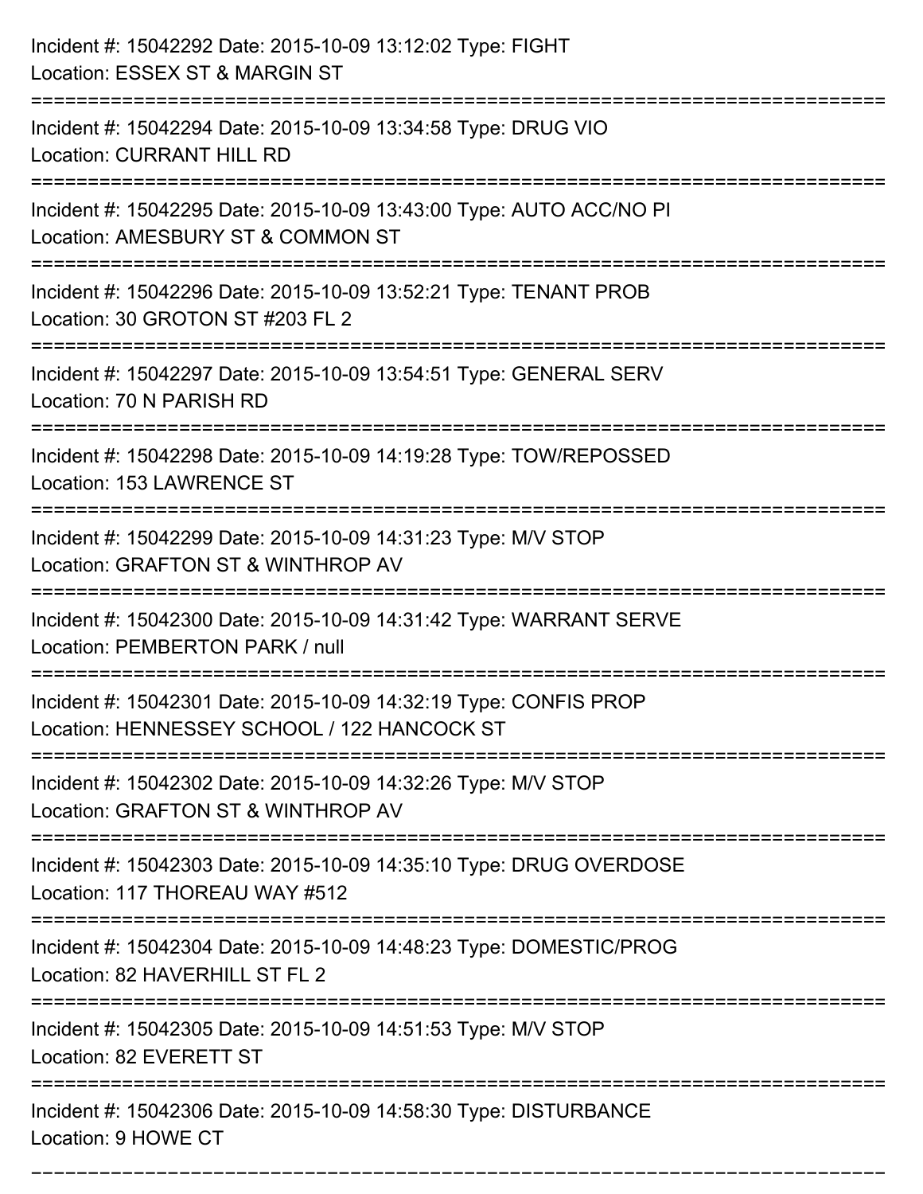Incident #: 15042292 Date: 2015-10-09 13:12:02 Type: FIGHT
Location: ESSEX ST & MARGIN ST

===========================================================================

Incident #: 15042294 Date: 2015-10-09 13:34:58 Type: DRUG VIO
Location: CURRANT HILL RD

===========================================================================

Incident #: 15042295 Date: 2015-10-09 13:43:00 Type: AUTO ACC/NO PI
Location: AMESBURY ST & COMMON ST

===========================================================================

Incident #: 15042296 Date: 2015-10-09 13:52:21 Type: TENANT PROB
Location: 30 GROTON ST #203 FL 2

===========================================================================

Incident #: 15042297 Date: 2015-10-09 13:54:51 Type: GENERAL SERV
Location: 70 N PARISH RD

===========================================================================

Incident #: 15042298 Date: 2015-10-09 14:19:28 Type: TOW/REPOSSED
Location: 153 LAWRENCE ST

===========================================================================

Incident #: 15042299 Date: 2015-10-09 14:31:23 Type: M/V STOP
Location: GRAFTON ST & WINTHROP AV

===========================================================================

Incident #: 15042300 Date: 2015-10-09 14:31:42 Type: WARRANT SERVE
Location: PEMBERTON PARK / null

===========================================================================

Incident #: 15042301 Date: 2015-10-09 14:32:19 Type: CONFIS PROP
Location: HENNESSEY SCHOOL / 122 HANCOCK ST

===========================================================================

Incident #: 15042302 Date: 2015-10-09 14:32:26 Type: M/V STOP
Location: GRAFTON ST & WINTHROP AV

===========================================================================

Incident #: 15042303 Date: 2015-10-09 14:35:10 Type: DRUG OVERDOSE
Location: 117 THOREAU WAY #512

===========================================================================

Incident #: 15042304 Date: 2015-10-09 14:48:23 Type: DOMESTIC/PROG
Location: 82 HAVERHILL ST FL 2

===========================================================================

Incident #: 15042305 Date: 2015-10-09 14:51:53 Type: M/V STOP
Location: 82 EVERETT ST

===========================================================================

Incident #: 15042306 Date: 2015-10-09 14:58:30 Type: DISTURBANCE
Location: 9 HOWE CT

===========================================================================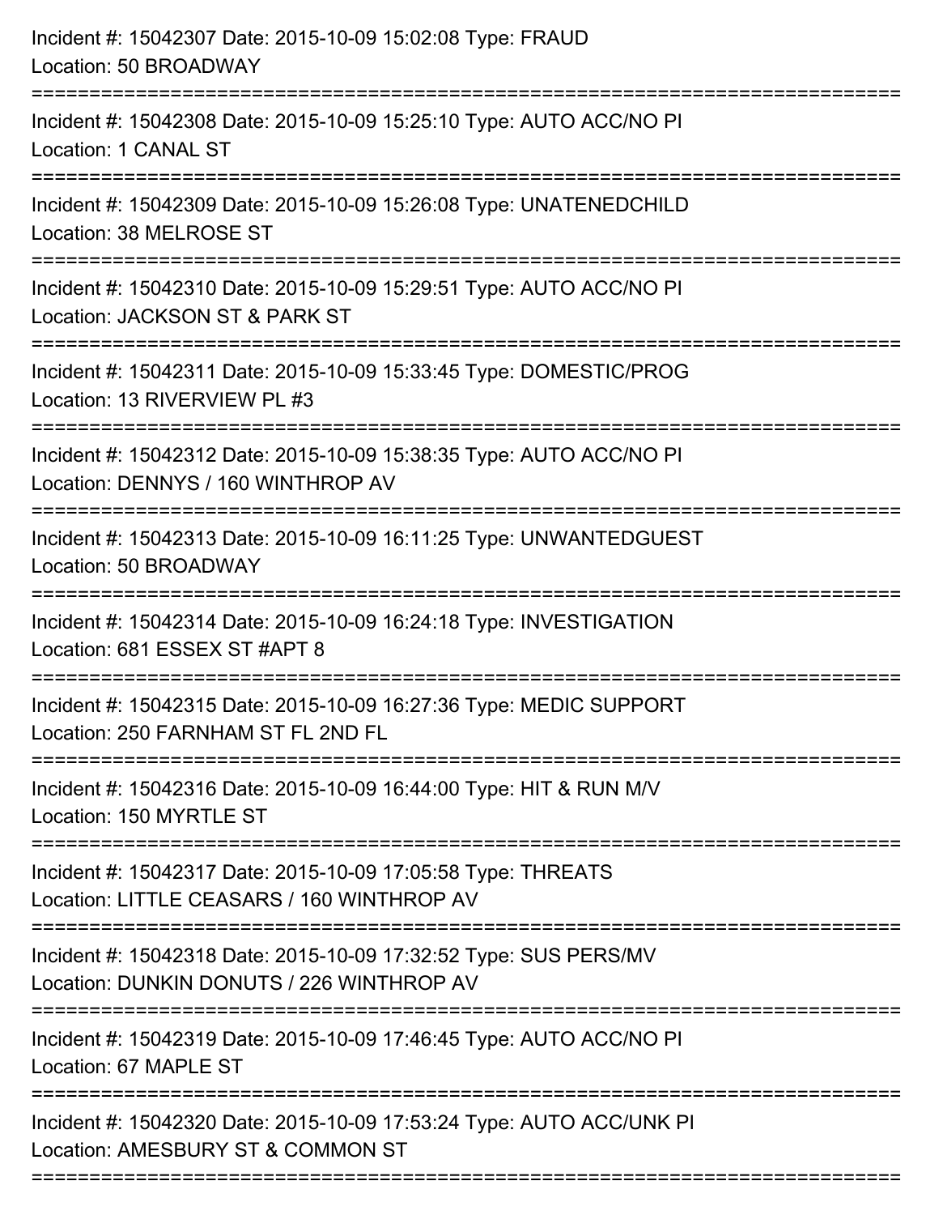Incident #: 15042307 Date: 2015-10-09 15:02:08 Type: FRAUD
Location: 50 BROADWAY

===========================================================================

Incident #: 15042308 Date: 2015-10-09 15:25:10 Type: AUTO ACC/NO PI
Location: 1 CANAL ST

===========================================================================

Incident #: 15042309 Date: 2015-10-09 15:26:08 Type: UNATENEDCHILD
Location: 38 MELROSE ST

===========================================================================

Incident #: 15042310 Date: 2015-10-09 15:29:51 Type: AUTO ACC/NO PI
Location: JACKSON ST & PARK ST

===========================================================================

Incident #: 15042311 Date: 2015-10-09 15:33:45 Type: DOMESTIC/PROG
Location: 13 RIVERVIEW PL #3

===========================================================================

Incident #: 15042312 Date: 2015-10-09 15:38:35 Type: AUTO ACC/NO PI
Location: DENNYS / 160 WINTHROP AV

===========================================================================

Incident #: 15042313 Date: 2015-10-09 16:11:25 Type: UNWANTEDGUEST
Location: 50 BROADWAY

===========================================================================

Incident #: 15042314 Date: 2015-10-09 16:24:18 Type: INVESTIGATION
Location: 681 ESSEX ST #APT 8

===========================================================================

Incident #: 15042315 Date: 2015-10-09 16:27:36 Type: MEDIC SUPPORT
Location: 250 FARNHAM ST FL 2ND FL

===========================================================================

Incident #: 15042316 Date: 2015-10-09 16:44:00 Type: HIT & RUN M/V
Location: 150 MYRTLE ST

===========================================================================

Incident #: 15042317 Date: 2015-10-09 17:05:58 Type: THREATS
Location: LITTLE CEASARS / 160 WINTHROP AV

===========================================================================

Incident #: 15042318 Date: 2015-10-09 17:32:52 Type: SUS PERS/MV
Location: DUNKIN DONUTS / 226 WINTHROP AV

===========================================================================

Incident #: 15042319 Date: 2015-10-09 17:46:45 Type: AUTO ACC/NO PI
Location: 67 MAPLE ST

===========================================================================

Incident #: 15042320 Date: 2015-10-09 17:53:24 Type: AUTO ACC/UNK PI
Location: AMESBURY ST & COMMON ST

===========================================================================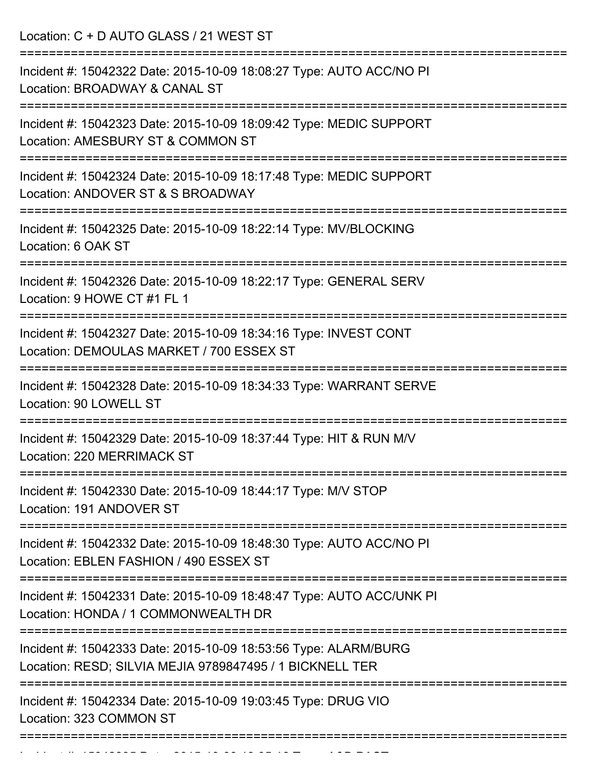Location: C + D AUTO GLASS / 21 WEST ST

===========================================================================

Incident #: 15042322 Date: 2015-10-09 18:08:27 Type: AUTO ACC/NO PI
Location: BROADWAY & CANAL ST

===========================================================================

Incident #: 15042323 Date: 2015-10-09 18:09:42 Type: MEDIC SUPPORT
Location: AMESBURY ST & COMMON ST

===========================================================================

Incident #: 15042324 Date: 2015-10-09 18:17:48 Type: MEDIC SUPPORT
Location: ANDOVER ST & S BROADWAY

===========================================================================

Incident #: 15042325 Date: 2015-10-09 18:22:14 Type: MV/BLOCKING
Location: 6 OAK ST

===========================================================================

Incident #: 15042326 Date: 2015-10-09 18:22:17 Type: GENERAL SERV
Location: 9 HOWE CT #1 FL 1

===========================================================================

Incident #: 15042327 Date: 2015-10-09 18:34:16 Type: INVEST CONT
Location: DEMOULAS MARKET / 700 ESSEX ST

===========================================================================

Incident #: 15042328 Date: 2015-10-09 18:34:33 Type: WARRANT SERVE
Location: 90 LOWELL ST

===========================================================================

Incident #: 15042329 Date: 2015-10-09 18:37:44 Type: HIT & RUN M/V
Location: 220 MERRIMACK ST

===========================================================================

Incident #: 15042330 Date: 2015-10-09 18:44:17 Type: M/V STOP
Location: 191 ANDOVER ST

===========================================================================

Incident #: 15042332 Date: 2015-10-09 18:48:30 Type: AUTO ACC/NO PI
Location: EBLEN FASHION / 490 ESSEX ST

===========================================================================

Incident #: 15042331 Date: 2015-10-09 18:48:47 Type: AUTO ACC/UNK PI
Location: HONDA / 1 COMMONWEALTH DR

===========================================================================

Incident #: 15042333 Date: 2015-10-09 18:53:56 Type: ALARM/BURG
Location: RESD; SILVIA MEJIA 9789847495 / 1 BICKNELL TER

===========================================================================

Incident #: 15042334 Date: 2015-10-09 19:03:45 Type: DRUG VIO
Location: 323 COMMON ST

===========================================================================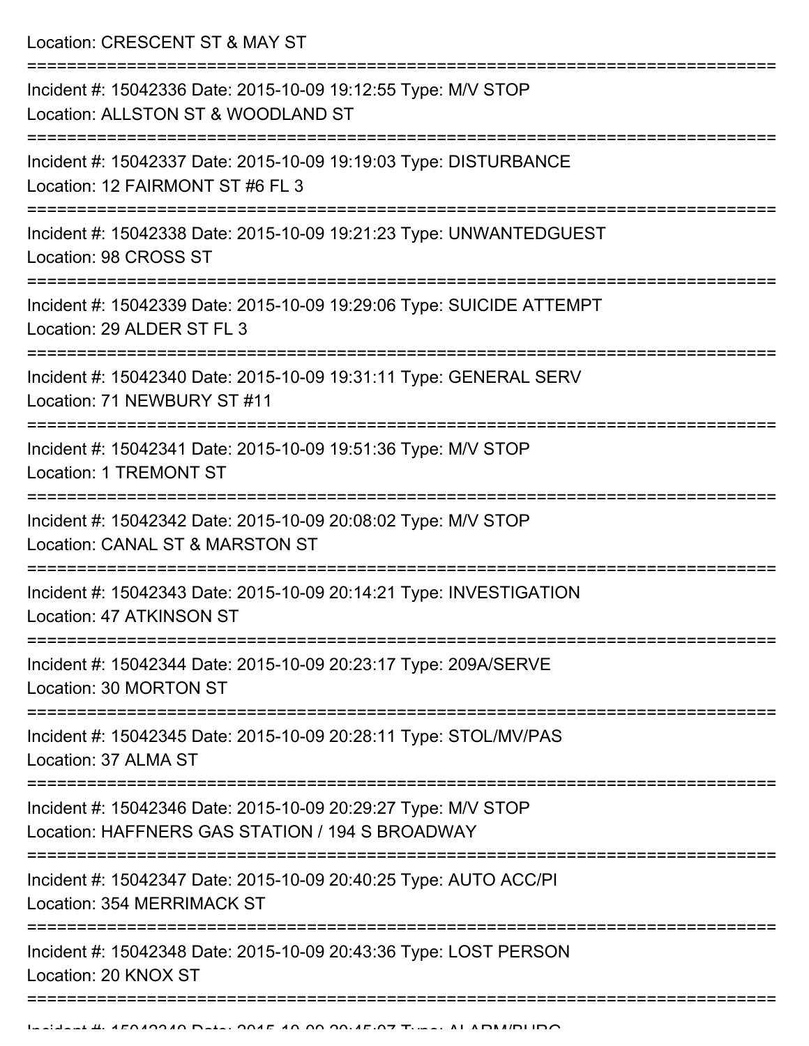Location: CRESCENT ST & MAY ST

===========================================================================

Incident #: 15042336 Date: 2015-10-09 19:12:55 Type: M/V STOP
Location: ALLSTON ST & WOODLAND ST

===========================================================================

Incident #: 15042337 Date: 2015-10-09 19:19:03 Type: DISTURBANCE
Location: 12 FAIRMONT ST #6 FL 3

===========================================================================

Incident #: 15042338 Date: 2015-10-09 19:21:23 Type: UNWANTEDGUEST
Location: 98 CROSS ST

===========================================================================

Incident #: 15042339 Date: 2015-10-09 19:29:06 Type: SUICIDE ATTEMPT
Location: 29 ALDER ST FL 3

===========================================================================

Incident #: 15042340 Date: 2015-10-09 19:31:11 Type: GENERAL SERV
Location: 71 NEWBURY ST #11

===========================================================================

Incident #: 15042341 Date: 2015-10-09 19:51:36 Type: M/V STOP
Location: 1 TREMONT ST

===========================================================================

Incident #: 15042342 Date: 2015-10-09 20:08:02 Type: M/V STOP
Location: CANAL ST & MARSTON ST

===========================================================================

Incident #: 15042343 Date: 2015-10-09 20:14:21 Type: INVESTIGATION
Location: 47 ATKINSON ST

===========================================================================

Incident #: 15042344 Date: 2015-10-09 20:23:17 Type: 209A/SERVE
Location: 30 MORTON ST

===========================================================================

Incident #: 15042345 Date: 2015-10-09 20:28:11 Type: STOL/MV/PAS
Location: 37 ALMA ST

===========================================================================

Incident #: 15042346 Date: 2015-10-09 20:29:27 Type: M/V STOP
Location: HAFFNERS GAS STATION / 194 S BROADWAY

===========================================================================

Incident #: 15042347 Date: 2015-10-09 20:40:25 Type: AUTO ACC/PI
Location: 354 MERRIMACK ST

===========================================================================

Incident #: 15042348 Date: 2015-10-09 20:43:36 Type: LOST PERSON
Location: 20 KNOX ST

===========================================================================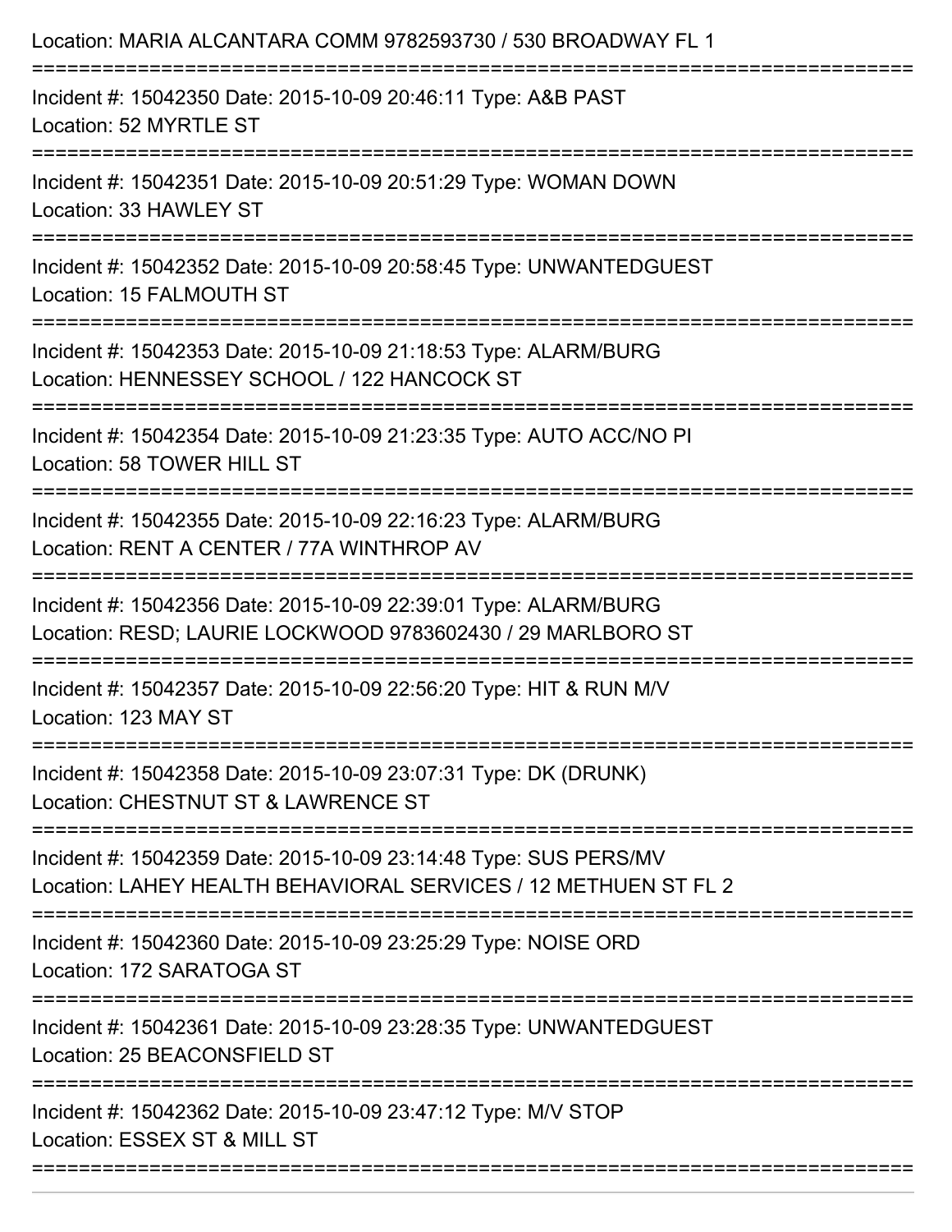Location: MARIA ALCANTARA COMM 9782593730 / 530 BROADWAY FL 1

===========================================================================

Incident #: 15042350 Date: 2015-10-09 20:46:11 Type: A&B PAST
Location: 52 MYRTLE ST

===========================================================================

Incident #: 15042351 Date: 2015-10-09 20:51:29 Type: WOMAN DOWN
Location: 33 HAWLEY ST

===========================================================================

Incident #: 15042352 Date: 2015-10-09 20:58:45 Type: UNWANTEDGUEST
Location: 15 FALMOUTH ST

===========================================================================

Incident #: 15042353 Date: 2015-10-09 21:18:53 Type: ALARM/BURG
Location: HENNESSEY SCHOOL / 122 HANCOCK ST

===========================================================================

Incident #: 15042354 Date: 2015-10-09 21:23:35 Type: AUTO ACC/NO PI
Location: 58 TOWER HILL ST

===========================================================================

Incident #: 15042355 Date: 2015-10-09 22:16:23 Type: ALARM/BURG
Location: RENT A CENTER / 77A WINTHROP AV

===========================================================================

Incident #: 15042356 Date: 2015-10-09 22:39:01 Type: ALARM/BURG
Location: RESD; LAURIE LOCKWOOD 9783602430 / 29 MARLBORO ST

===========================================================================

Incident #: 15042357 Date: 2015-10-09 22:56:20 Type: HIT & RUN M/V
Location: 123 MAY ST

===========================================================================

Incident #: 15042358 Date: 2015-10-09 23:07:31 Type: DK (DRUNK)
Location: CHESTNUT ST & LAWRENCE ST

===========================================================================

Incident #: 15042359 Date: 2015-10-09 23:14:48 Type: SUS PERS/MV
Location: LAHEY HEALTH BEHAVIORAL SERVICES / 12 METHUEN ST FL 2

===========================================================================

Incident #: 15042360 Date: 2015-10-09 23:25:29 Type: NOISE ORD
Location: 172 SARATOGA ST

===========================================================================

Incident #: 15042361 Date: 2015-10-09 23:28:35 Type: UNWANTEDGUEST
Location: 25 BEACONSFIELD ST

===========================================================================

Incident #: 15042362 Date: 2015-10-09 23:47:12 Type: M/V STOP
Location: ESSEX ST & MILL ST

===========================================================================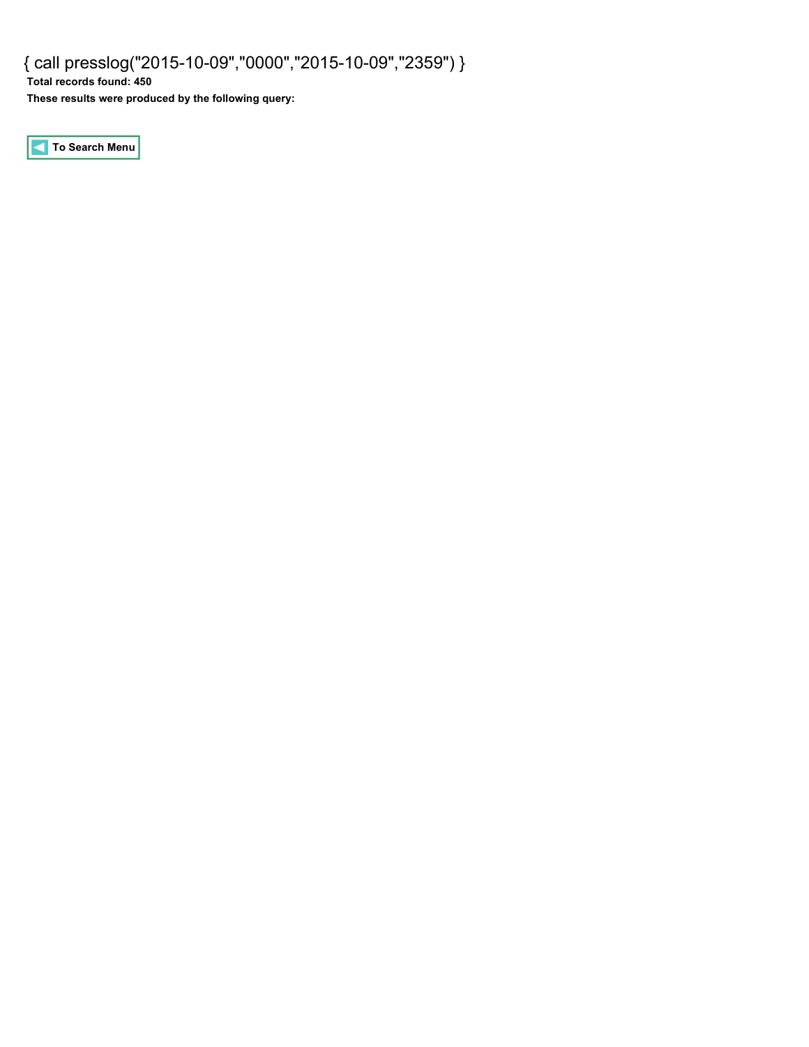{ call presslog("2015-10-09","0000","2015-10-09","2359") }

**Total records found: 450**

**These results were produced by the following query:**

**To Search Menu**